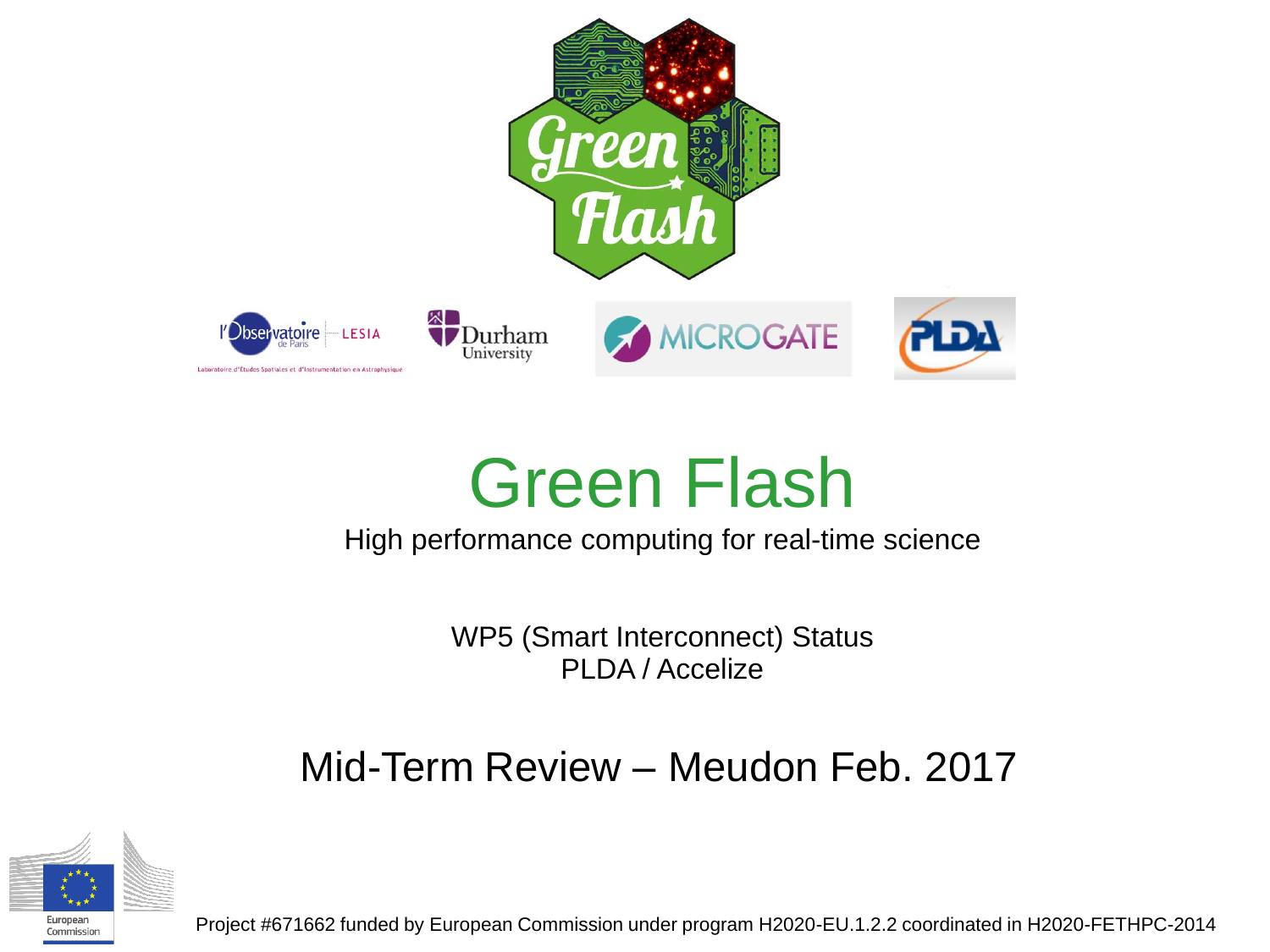# Green Flash

High performance computing for real-time science

WP5 (Smart Interconnect) Status
PLDA / Accelize

## Mid-Term Review – Meudon Feb. 2017

Project #671662 funded by European Commission under program H2020-EU.1.2.2 coordinated in H2020-FETHPC-2014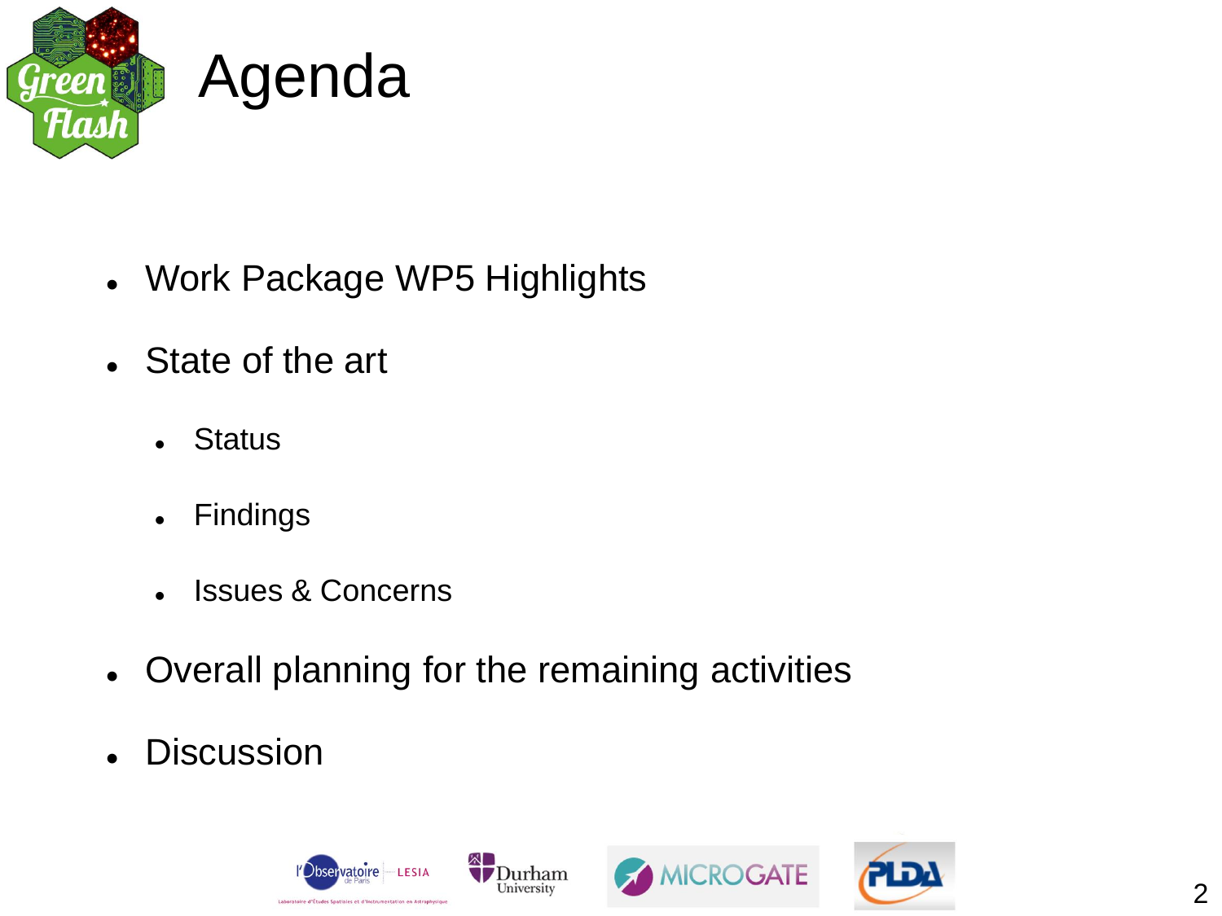# Agenda

- Work Package WP5 Highlights
- State of the art
  - Status
  - Findings
  - Issues & Concerns
- Overall planning for the remaining activities
- Discussion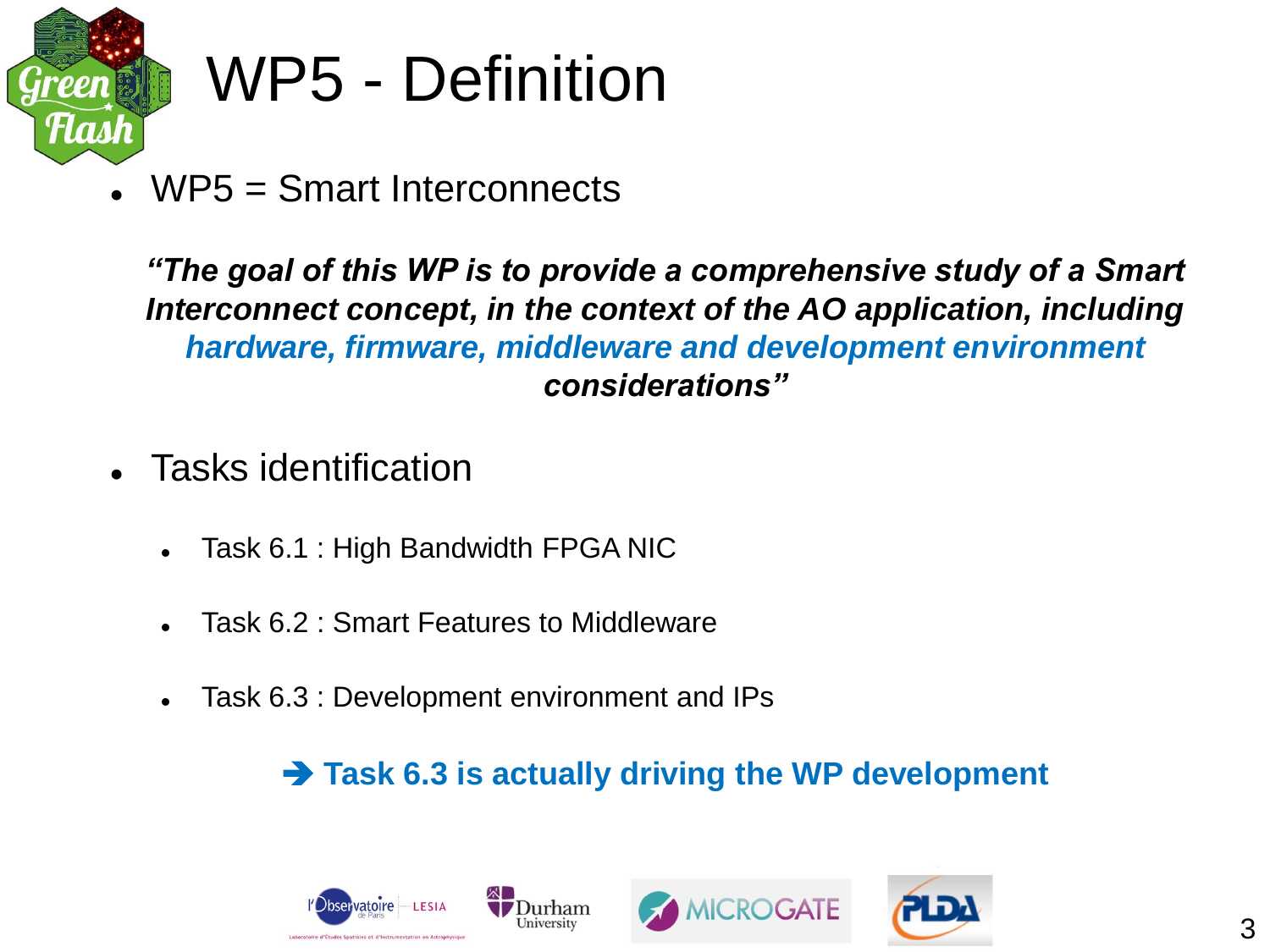# WP5 - Definition

- WP5 = Smart Interconnects

***"The goal of this WP is to provide a comprehensive study of a Smart Interconnect concept, in the context of the AO application, including hardware, firmware, middleware and development environment considerations"***

- Tasks identification
  - Task 6.1 : High Bandwidth FPGA NIC
  - Task 6.2 : Smart Features to Middleware
  - Task 6.3 : Development environment and IPs

**➔ Task 6.3 is actually driving the WP development**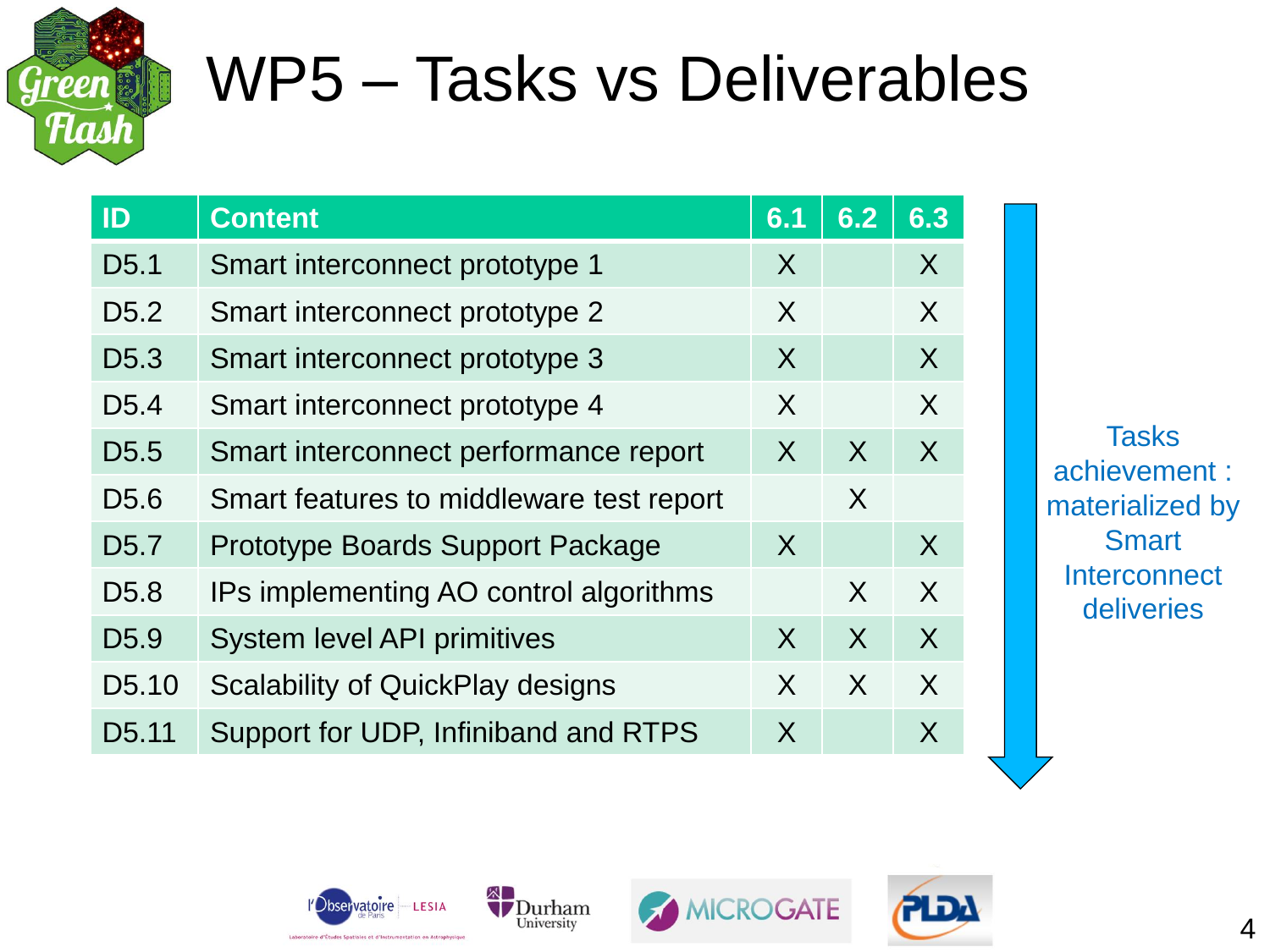# WP5 – Tasks vs Deliverables

| ID | Content | 6.1 | 6.2 | 6.3 |
|---|---|---|---|---|
| D5.1 | Smart interconnect prototype 1 | X | | X |
| D5.2 | Smart interconnect prototype 2 | X | | X |
| D5.3 | Smart interconnect prototype 3 | X | | X |
| D5.4 | Smart interconnect prototype 4 | X | | X |
| D5.5 | Smart interconnect performance report | X | X | X |
| D5.6 | Smart features to middleware test report | | X | |
| D5.7 | Prototype Boards Support Package | X | | X |
| D5.8 | IPs implementing AO control algorithms | | X | X |
| D5.9 | System level API primitives | X | X | X |
| D5.10 | Scalability of QuickPlay designs | X | X | X |
| D5.11 | Support for UDP, Infiniband and RTPS | X | | X |

Tasks achievement : materialized by Smart Interconnect deliveries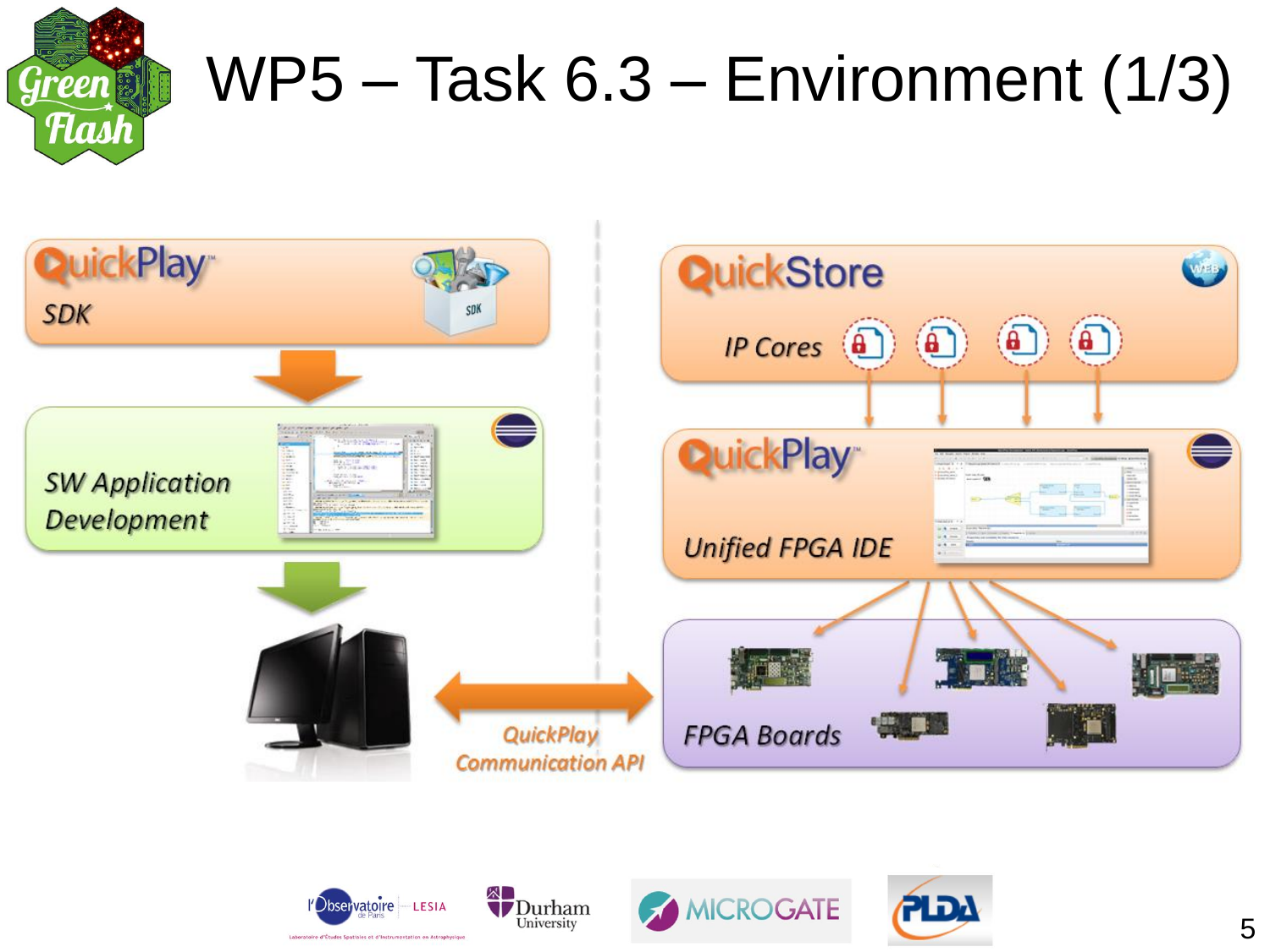# WP5 – Task 6.3 – Environment (1/3)

QuickPlay SDK

SW Application Development

QuickStore

IP Cores

QuickPlay

Unified FPGA IDE

FPGA Boards

QuickPlay Communication API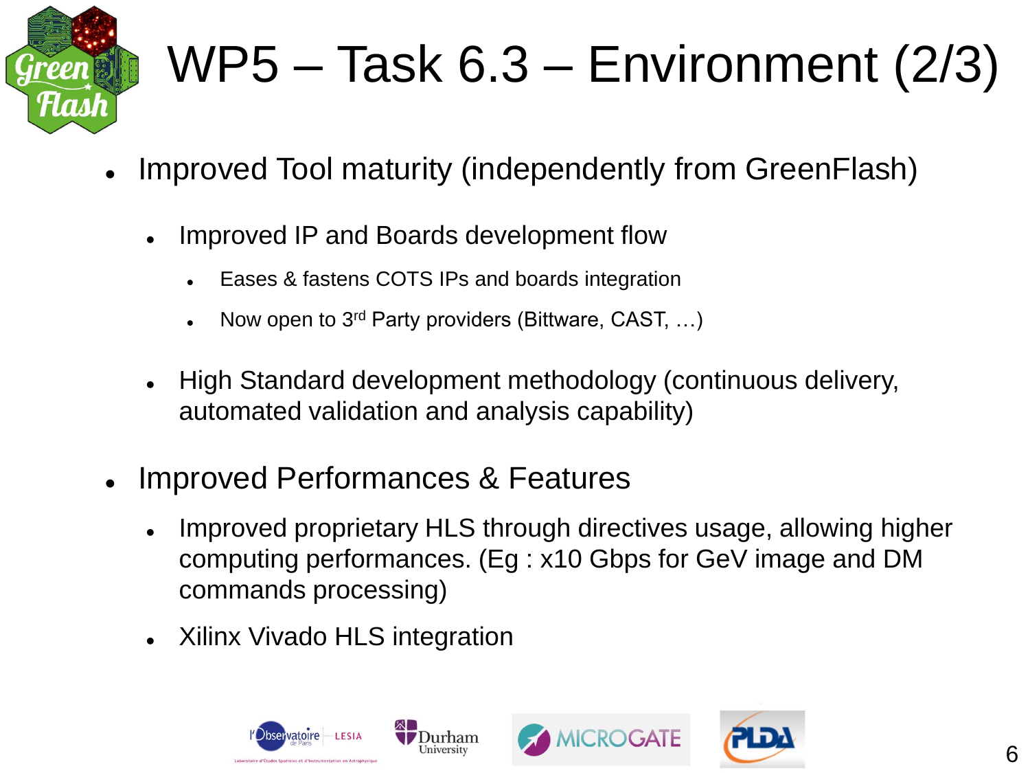# WP5 – Task 6.3 – Environment (2/3)

- Improved Tool maturity (independently from GreenFlash)
  - Improved IP and Boards development flow
    - Eases & fastens COTS IPs and boards integration
    - Now open to 3rd Party providers (Bittware, CAST, …)
  - High Standard development methodology (continuous delivery, automated validation and analysis capability)
- Improved Performances & Features
  - Improved proprietary HLS through directives usage, allowing higher computing performances. (Eg : x10 Gbps for GeV image and DM commands processing)
  - Xilinx Vivado HLS integration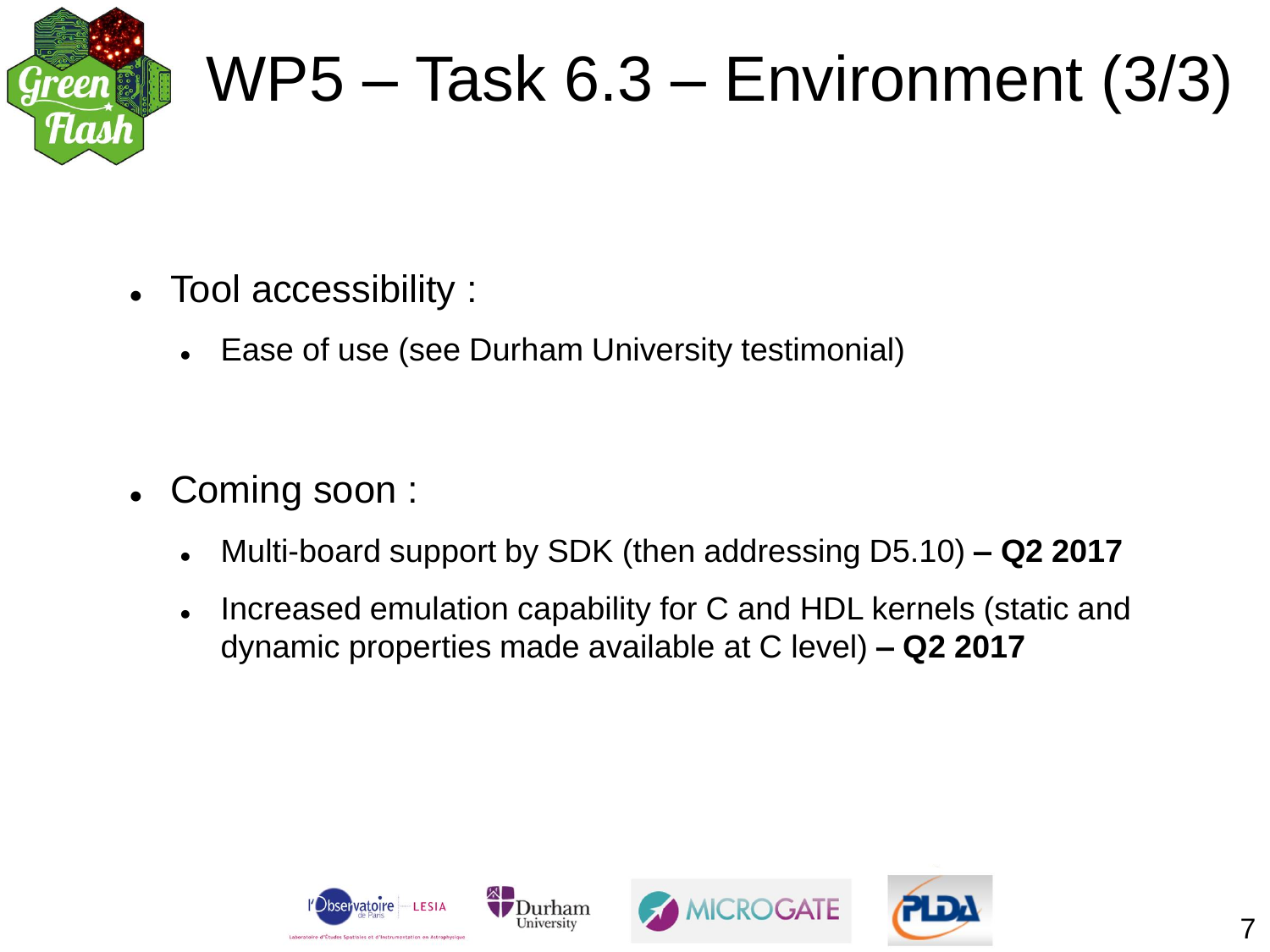# WP5 – Task 6.3 – Environment (3/3)

- Tool accessibility :
  - Ease of use (see Durham University testimonial)

- Coming soon :
  - Multi-board support by SDK (then addressing D5.10) **– Q2 2017**
  - Increased emulation capability for C and HDL kernels (static and dynamic properties made available at C level) **– Q2 2017**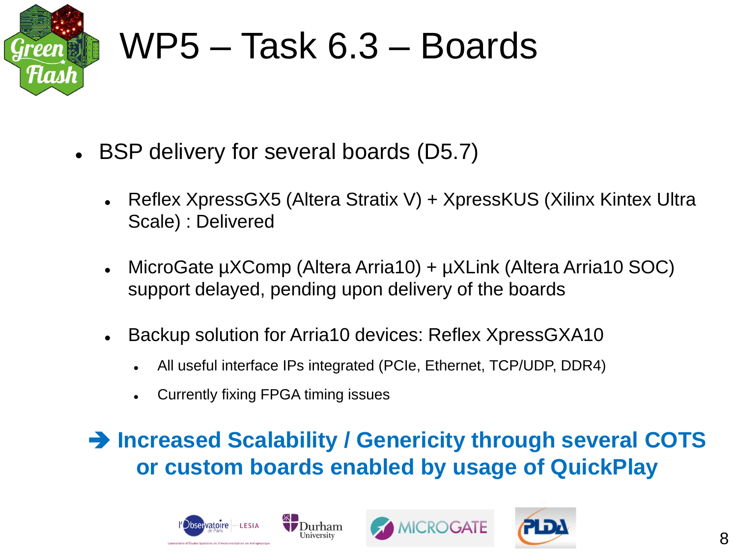# WP5 – Task 6.3 – Boards

- BSP delivery for several boards (D5.7)
  - Reflex XpressGX5 (Altera Stratix V) + XpressKUS (Xilinx Kintex Ultra Scale) : Delivered
  - MicroGate µXComp (Altera Arria10) + µXLink (Altera Arria10 SOC) support delayed, pending upon delivery of the boards
  - Backup solution for Arria10 devices: Reflex XpressGXA10
    - All useful interface IPs integrated (PCIe, Ethernet, TCP/UDP, DDR4)
    - Currently fixing FPGA timing issues

**➔ Increased Scalability / Genericity through several COTS or custom boards enabled by usage of QuickPlay**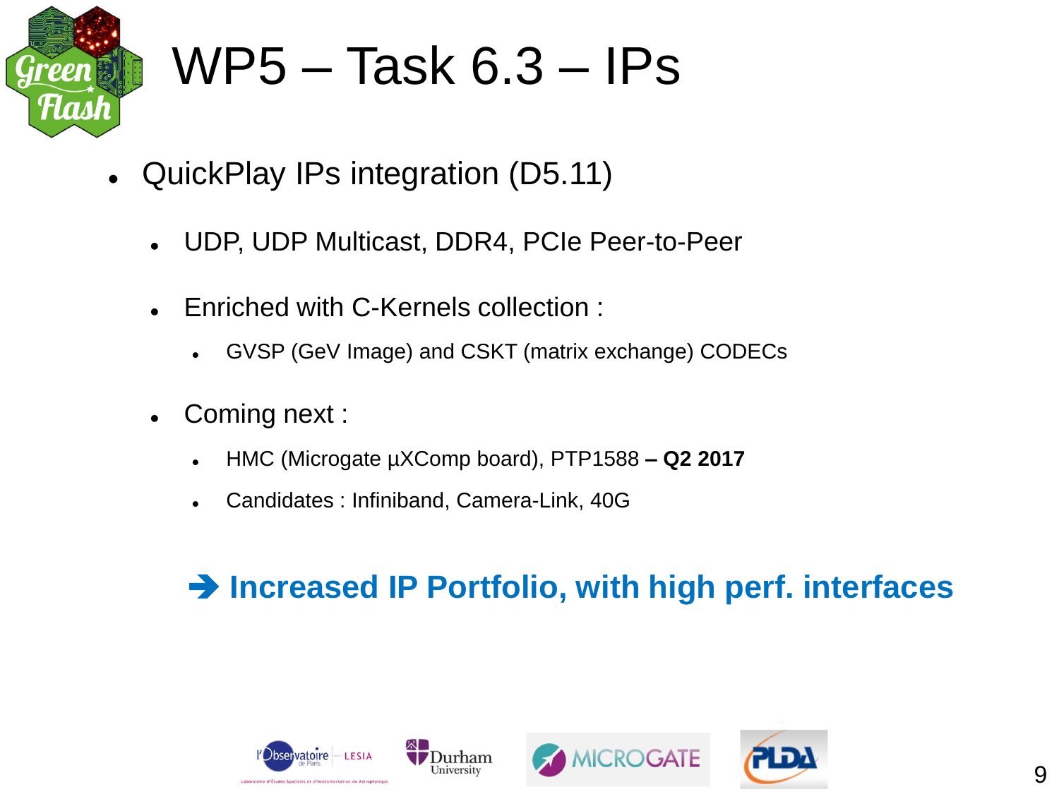# WP5 – Task 6.3 – IPs

- QuickPlay IPs integration (D5.11)
  - UDP, UDP Multicast, DDR4, PCIe Peer-to-Peer
  - Enriched with C-Kernels collection :
    - GVSP (GeV Image) and CSKT (matrix exchange) CODECs
  - Coming next :
    - HMC (Microgate µXComp board), PTP1588 **– Q2 2017**
    - Candidates : Infiniband, Camera-Link, 40G

**➔ Increased IP Portfolio, with high perf. interfaces**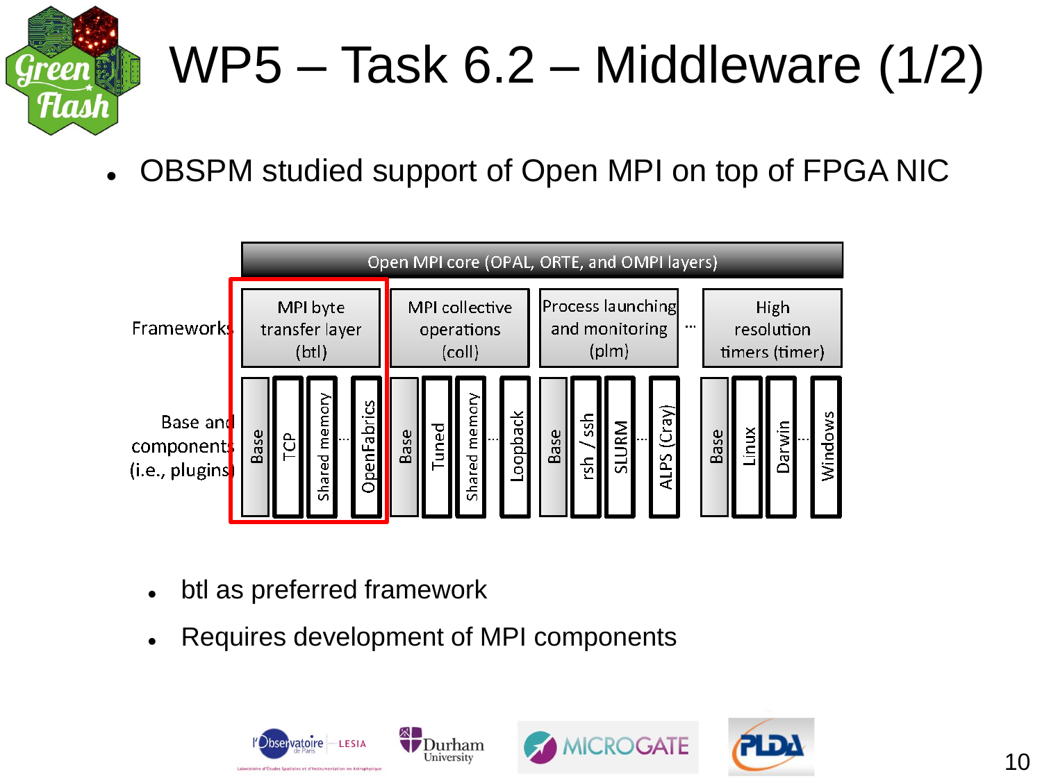# WP5 – Task 6.2 – Middleware (1/2)

- OBSPM studied support of Open MPI on top of FPGA NIC

Open MPI core (OPAL, ORTE, and OMPI layers)

| | MPI byte transfer layer (btl) | MPI collective operations (coll) | Process launching and monitoring (plm) | … | High resolution timers (timer) |
|---|---|---|---|---|---|
| Frameworks | | | | | |
| Base and components (i.e., plugins) | Base, TCP, Shared memory, …, OpenFabrics | Base, Tuned, Shared memory, …, Loopback | Base, rsh / ssh, SLURM, …, ALPS (Cray) | | Base, Linux, Darwin, …, Windows |

  - btl as preferred framework
  - Requires development of MPI components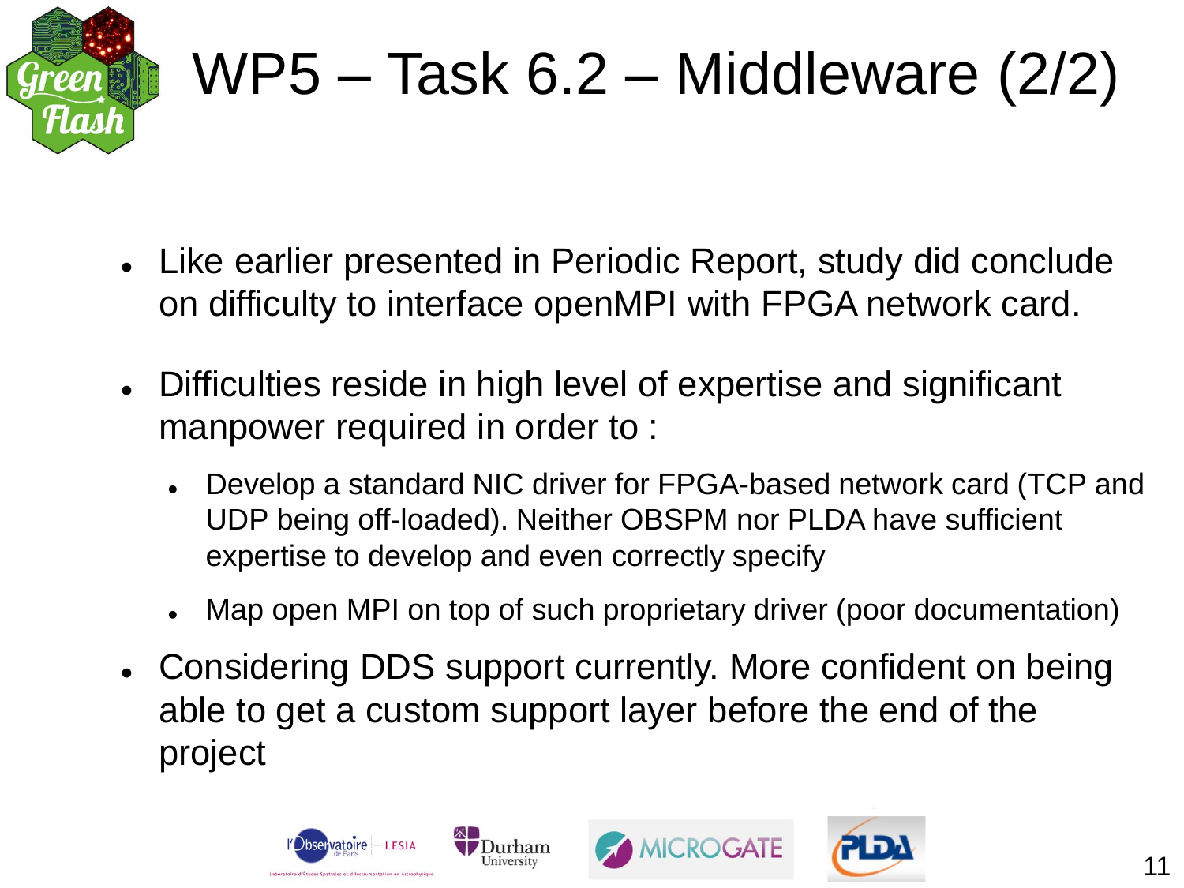# WP5 – Task 6.2 – Middleware (2/2)

- Like earlier presented in Periodic Report, study did conclude on difficulty to interface openMPI with FPGA network card.
- Difficulties reside in high level of expertise and significant manpower required in order to :
  - Develop a standard NIC driver for FPGA-based network card (TCP and UDP being off-loaded). Neither OBSPM nor PLDA have sufficient expertise to develop and even correctly specify
  - Map open MPI on top of such proprietary driver (poor documentation)
- Considering DDS support currently. More confident on being able to get a custom support layer before the end of the project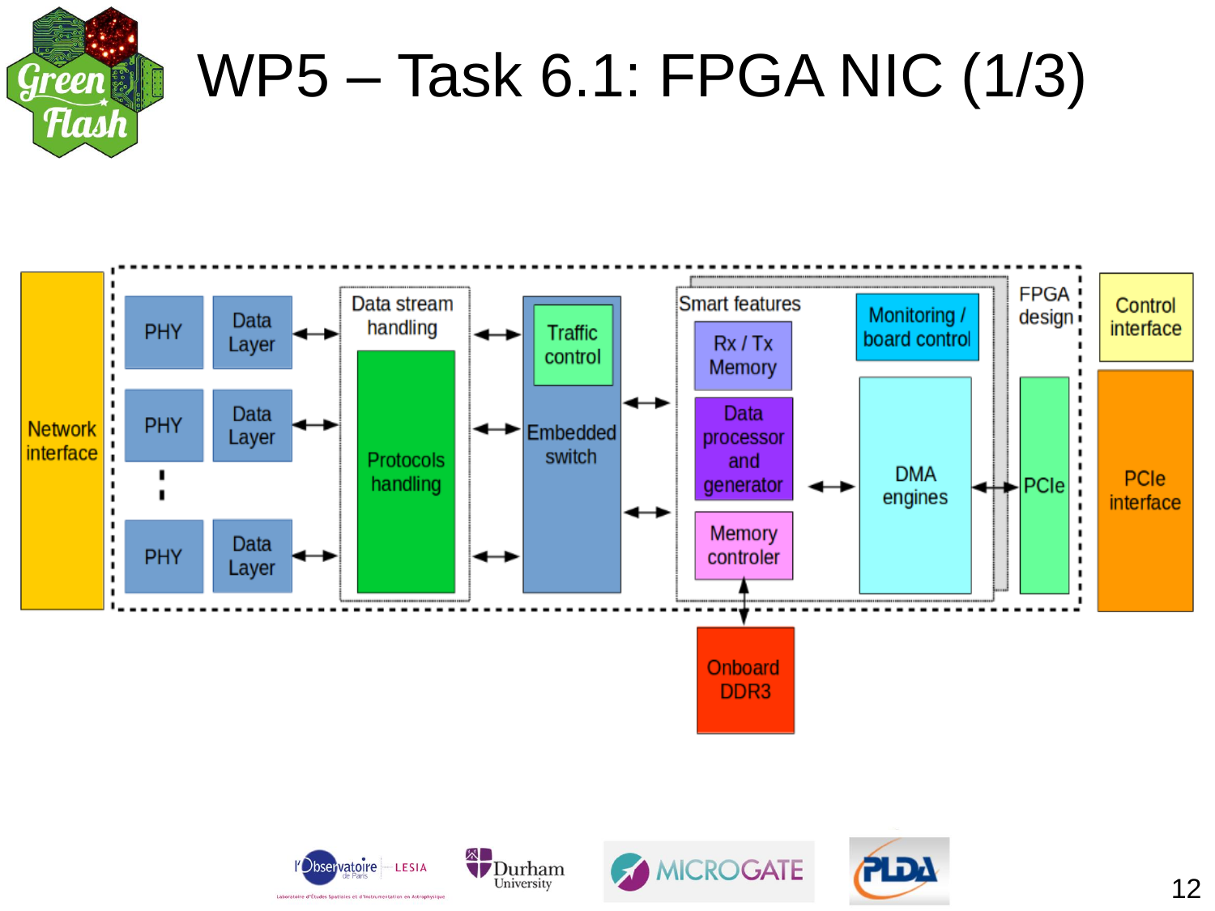# WP5 – Task 6.1: FPGA NIC (1/3)

Network interface

PHY | Data Layer

PHY | Data Layer

PHY | Data Layer

Data stream handling

Protocols handling

Traffic control

Embedded switch

Smart features

Rx / Tx Memory

Data processor and generator

Memory controler

Monitoring / board control

DMA engines

FPGA design

PCIe

Control interface

PCIe interface

Onboard DDR3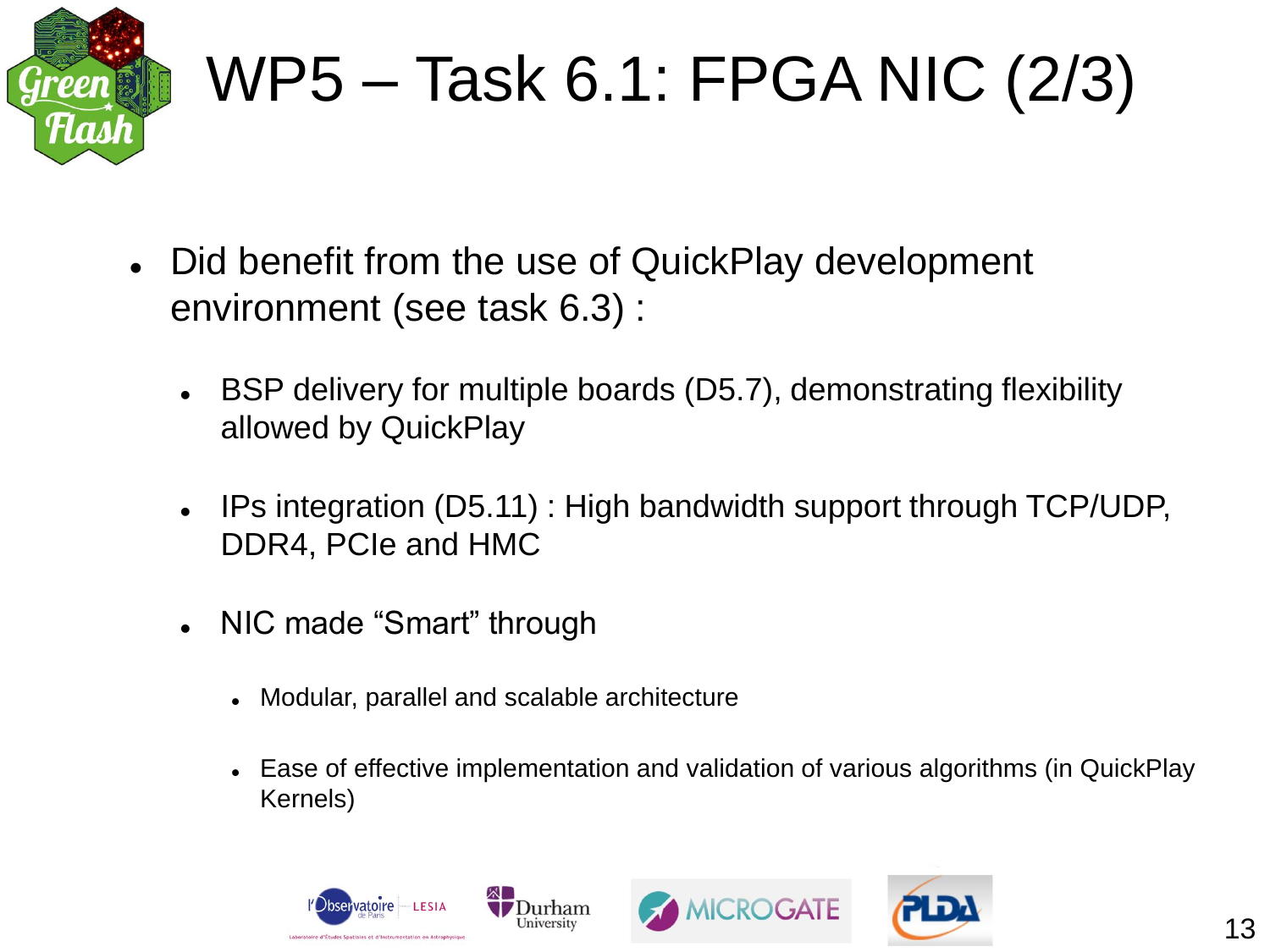# WP5 – Task 6.1: FPGA NIC (2/3)

- Did benefit from the use of QuickPlay development environment (see task 6.3) :
  - BSP delivery for multiple boards (D5.7), demonstrating flexibility allowed by QuickPlay
  - IPs integration (D5.11) : High bandwidth support through TCP/UDP, DDR4, PCIe and HMC
  - NIC made “Smart” through
    - Modular, parallel and scalable architecture
    - Ease of effective implementation and validation of various algorithms (in QuickPlay Kernels)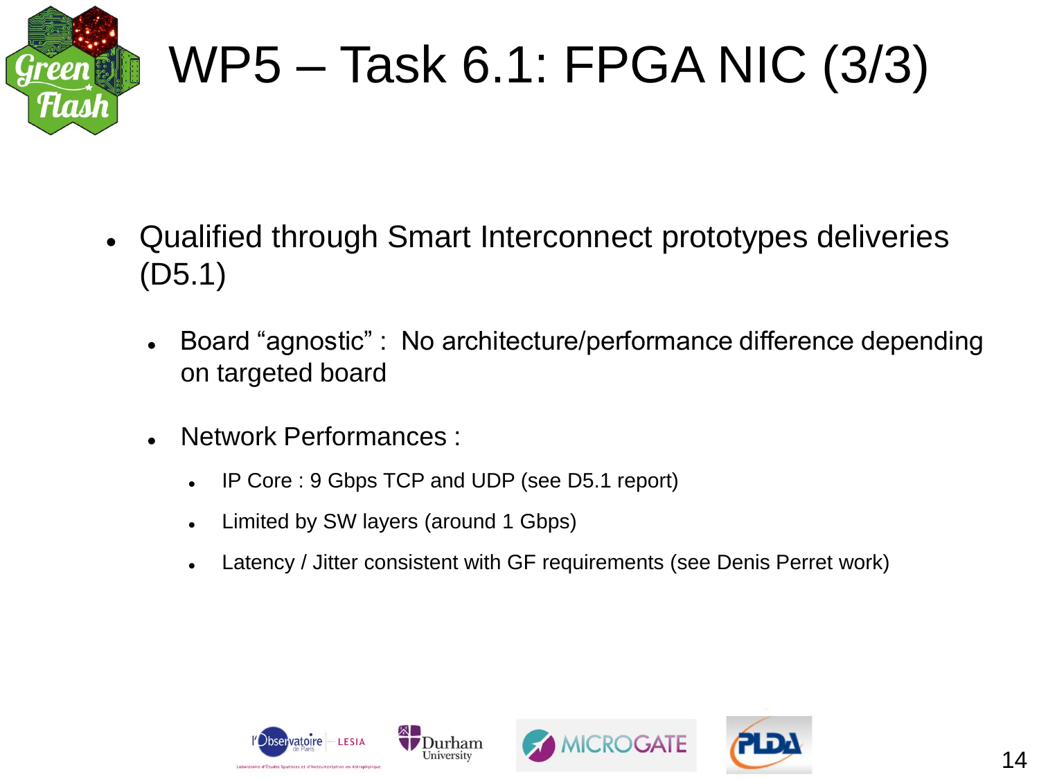# WP5 – Task 6.1: FPGA NIC (3/3)

- Qualified through Smart Interconnect prototypes deliveries (D5.1)
  - Board “agnostic” : No architecture/performance difference depending on targeted board
  - Network Performances :
    - IP Core : 9 Gbps TCP and UDP (see D5.1 report)
    - Limited by SW layers (around 1 Gbps)
    - Latency / Jitter consistent with GF requirements (see Denis Perret work)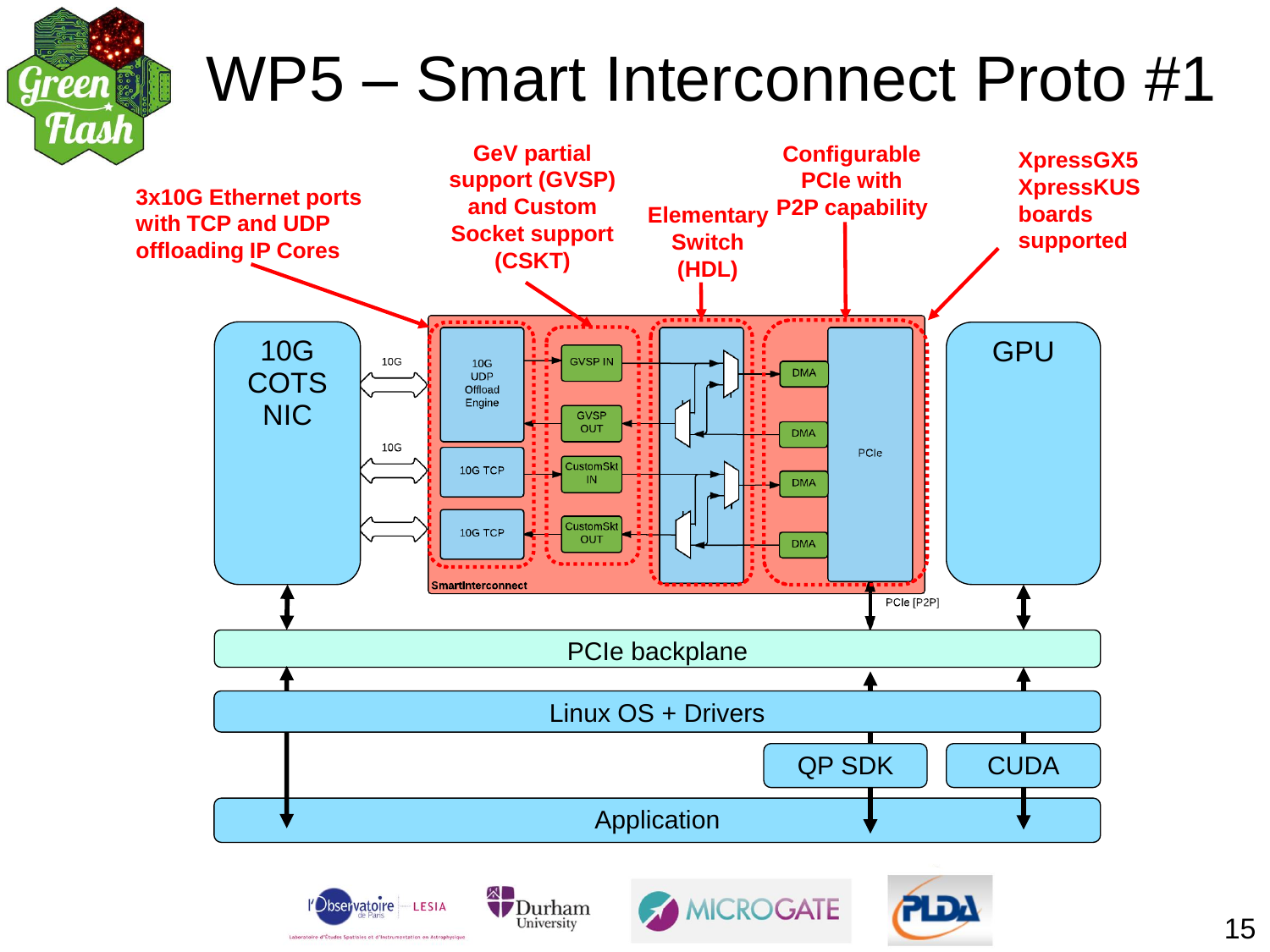# WP5 – Smart Interconnect Proto #1

3x10G Ethernet ports with TCP and UDP offloading IP Cores

GeV partial support (GVSP) and Custom Socket support (CSKT)

Elementary Switch (HDL)

Configurable PCIe with P2P capability

XpressGX5 XpressKUS boards supported

10G COTS NIC

10G

10G

10G UDP Offload Engine

10G TCP

10G TCP

GVSP IN

GVSP OUT

CustomSkt IN

CustomSkt OUT

DMA

DMA

DMA

DMA

PCIe

SmartInterconnect

GPU

PCIe [P2P]

PCIe backplane

Linux OS + Drivers

QP SDK

CUDA

Application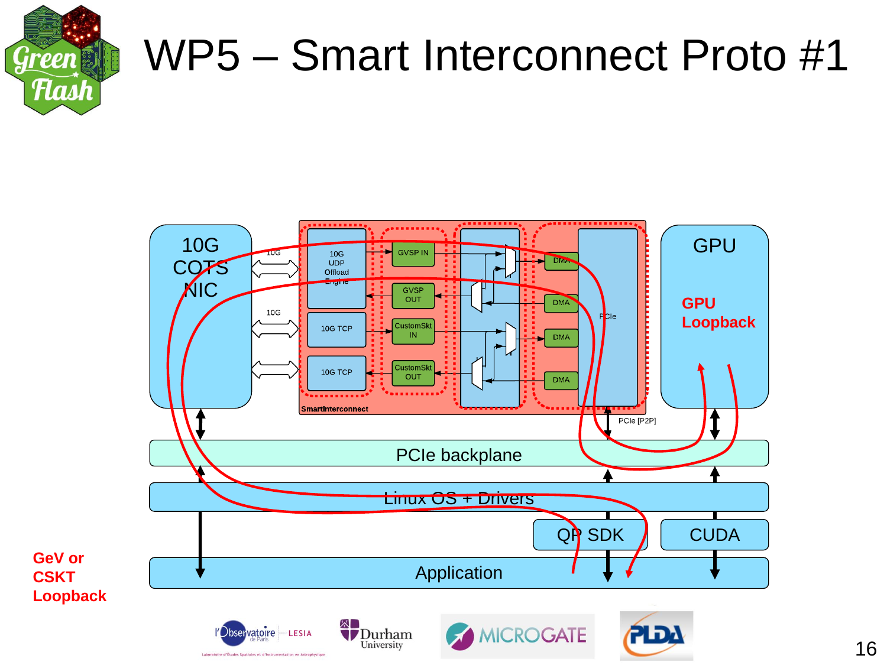# WP5 – Smart Interconnect Proto #1

10G COTS NIC

10G

10G

10G UDP Offload Engine

10G TCP

10G TCP

GVSP IN

GVSP OUT

CustomSkt IN

CustomSkt OUT

DMA

DMA

DMA

DMA

PCIe

SmartInterconnect

PCIe [P2P]

GPU

**GPU Loopback**

PCIe backplane

Linux OS + Drivers

QP SDK

CUDA

Application

**GeV or CSKT Loopback**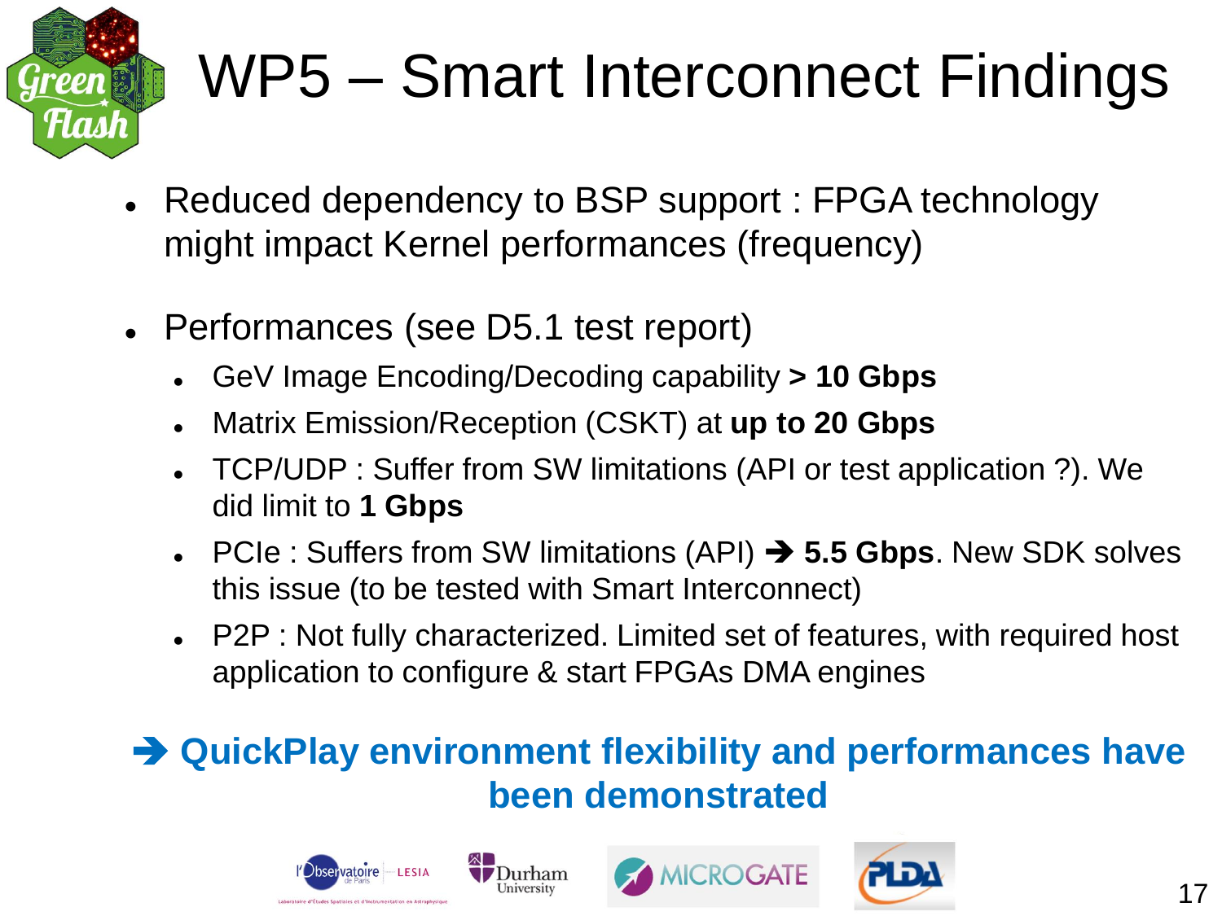# WP5 – Smart Interconnect Findings

- Reduced dependency to BSP support : FPGA technology might impact Kernel performances (frequency)
- Performances (see D5.1 test report)
  - GeV Image Encoding/Decoding capability **> 10 Gbps**
  - Matrix Emission/Reception (CSKT) at **up to 20 Gbps**
  - TCP/UDP : Suffer from SW limitations (API or test application ?). We did limit to **1 Gbps**
  - PCIe : Suffers from SW limitations (API) ➔ **5.5 Gbps**. New SDK solves this issue (to be tested with Smart Interconnect)
  - P2P : Not fully characterized. Limited set of features, with required host application to configure & start FPGAs DMA engines

**➔ QuickPlay environment flexibility and performances have been demonstrated**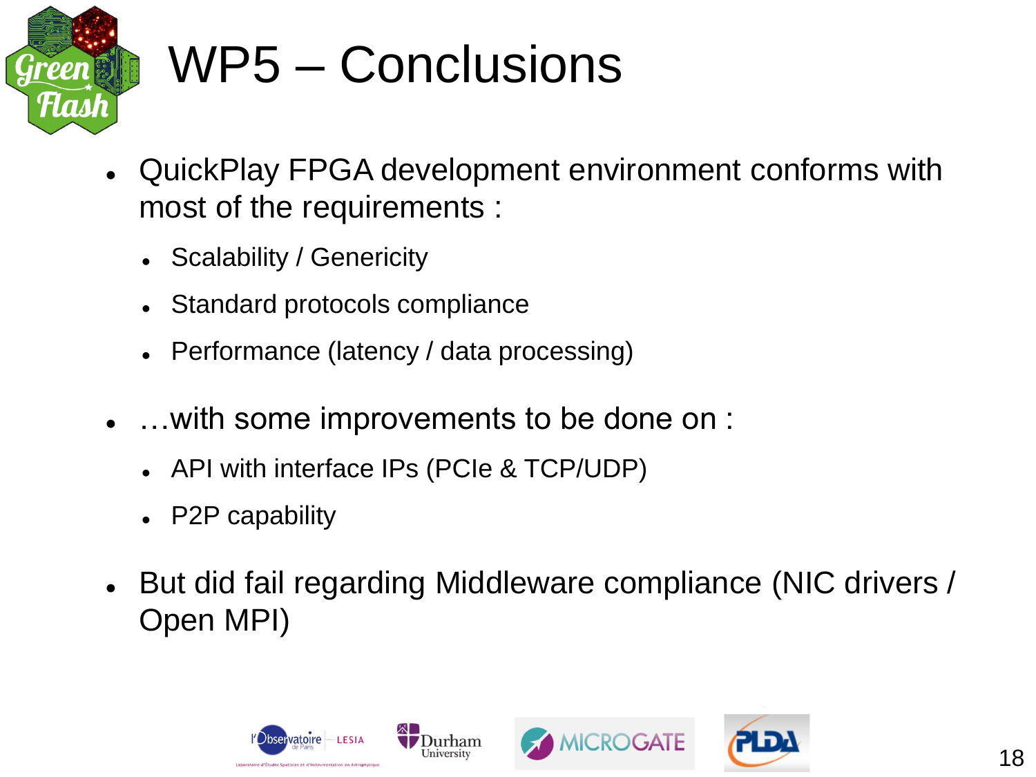# WP5 – Conclusions

- QuickPlay FPGA development environment conforms with most of the requirements :
  - Scalability / Genericity
  - Standard protocols compliance
  - Performance (latency / data processing)
- …with some improvements to be done on :
  - API with interface IPs (PCIe & TCP/UDP)
  - P2P capability
- But did fail regarding Middleware compliance (NIC drivers / Open MPI)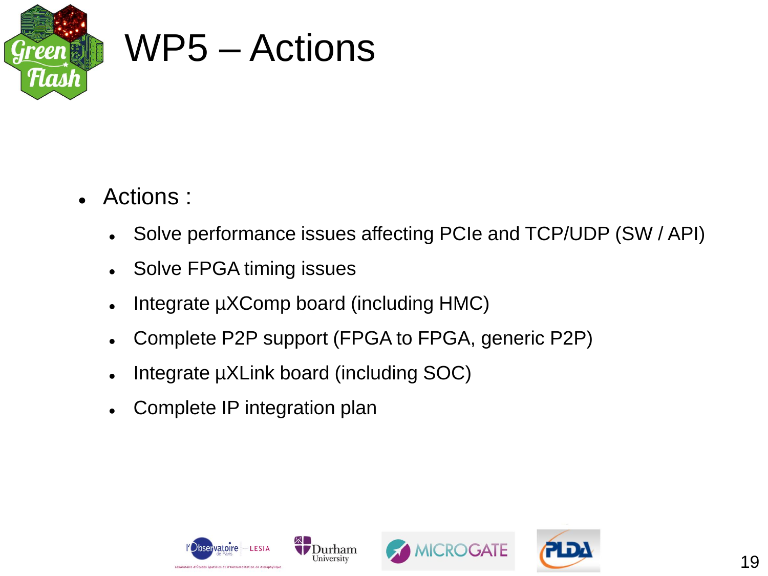# WP5 – Actions

- Actions :
  - Solve performance issues affecting PCIe and TCP/UDP (SW / API)
  - Solve FPGA timing issues
  - Integrate µXComp board (including HMC)
  - Complete P2P support (FPGA to FPGA, generic P2P)
  - Integrate µXLink board (including SOC)
  - Complete IP integration plan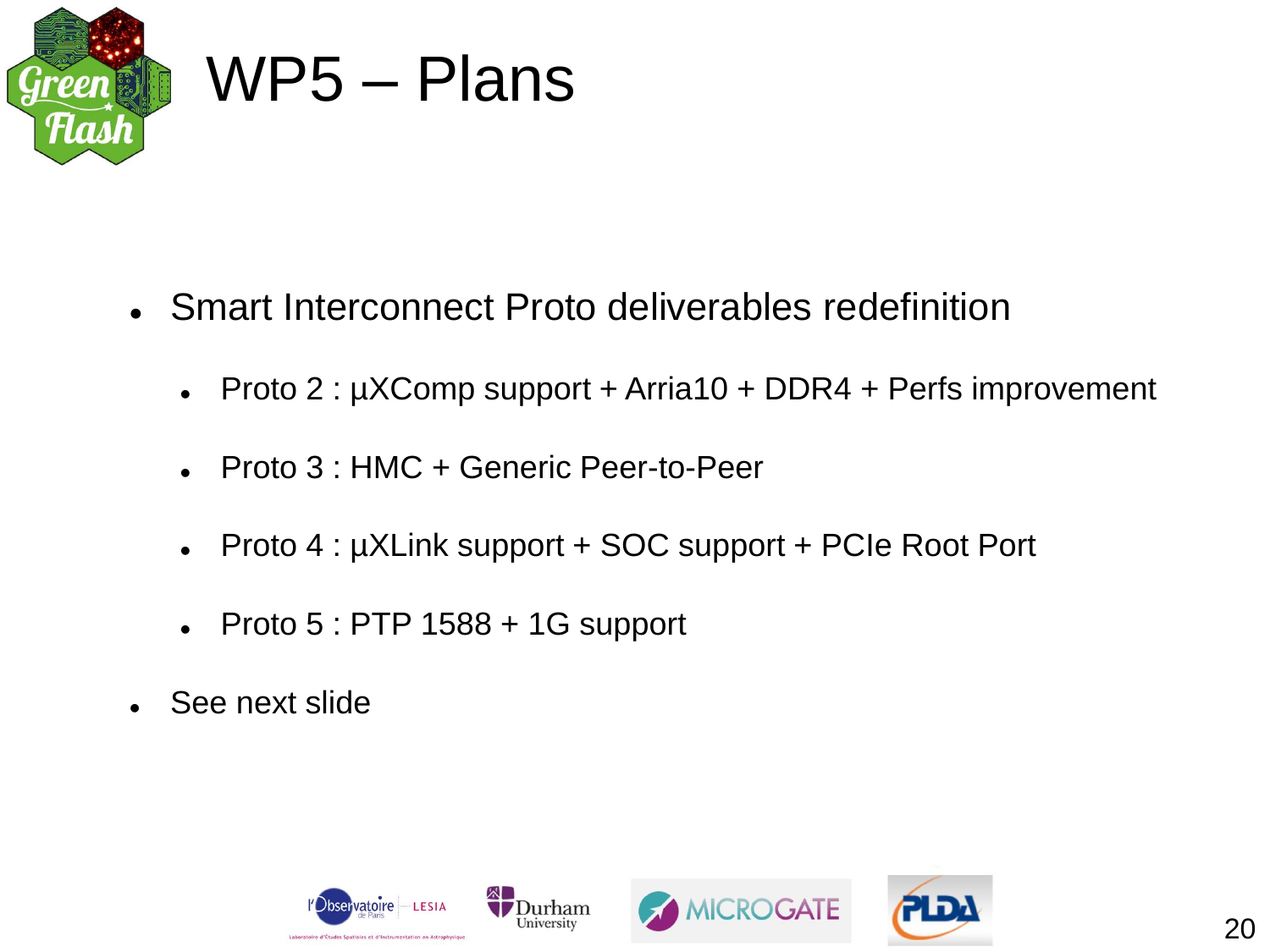# WP5 – Plans

- Smart Interconnect Proto deliverables redefinition
  - Proto 2 : µXComp support + Arria10 + DDR4 + Perfs improvement
  - Proto 3 : HMC + Generic Peer-to-Peer
  - Proto 4 : µXLink support + SOC support + PCIe Root Port
  - Proto 5 : PTP 1588 + 1G support
- See next slide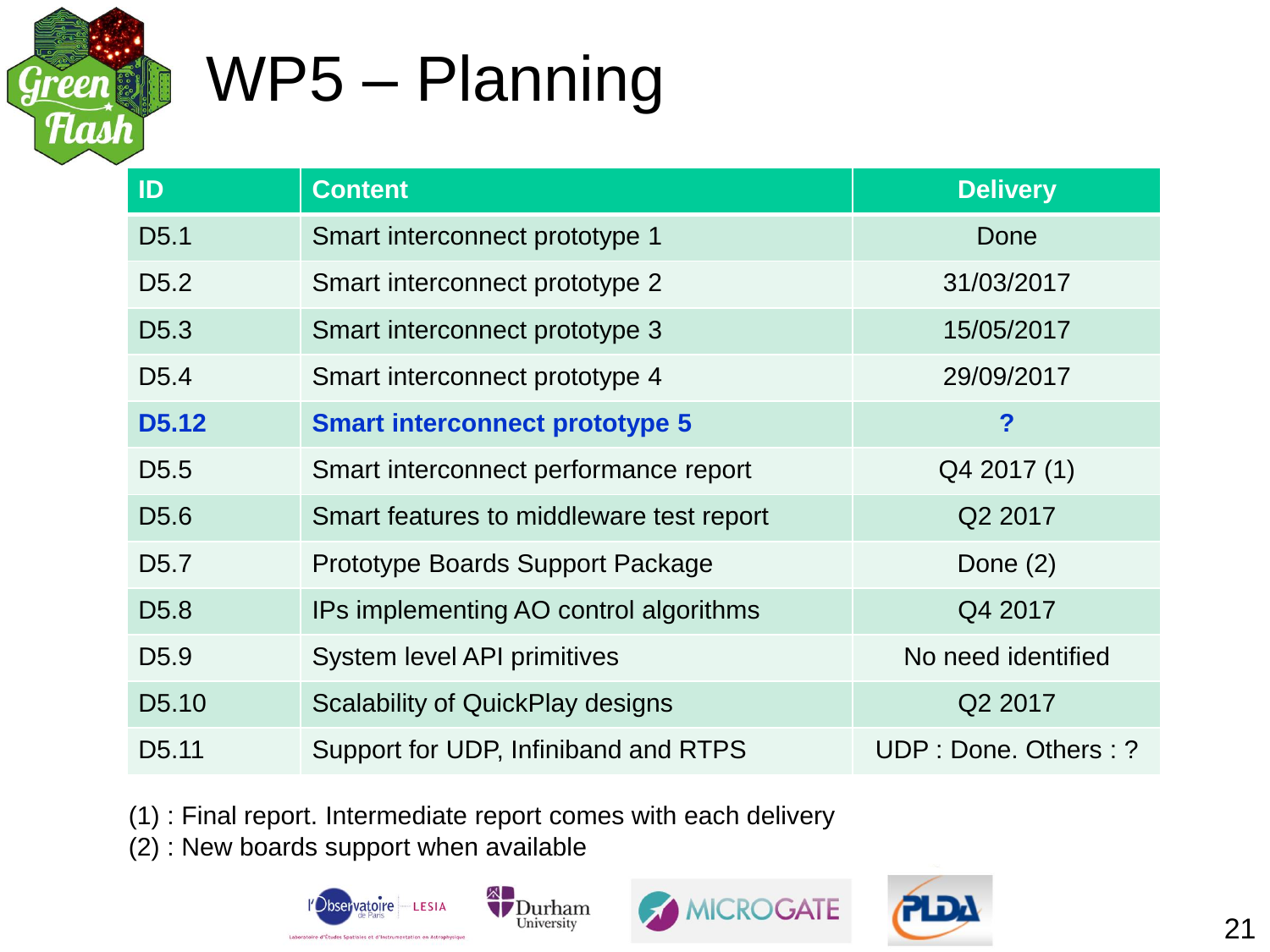# WP5 – Planning

| ID | Content | Delivery |
|---|---|---|
| D5.1 | Smart interconnect prototype 1 | Done |
| D5.2 | Smart interconnect prototype 2 | 31/03/2017 |
| D5.3 | Smart interconnect prototype 3 | 15/05/2017 |
| D5.4 | Smart interconnect prototype 4 | 29/09/2017 |
| **D5.12** | **Smart interconnect prototype 5** | **?** |
| D5.5 | Smart interconnect performance report | Q4 2017 (1) |
| D5.6 | Smart features to middleware test report | Q2 2017 |
| D5.7 | Prototype Boards Support Package | Done (2) |
| D5.8 | IPs implementing AO control algorithms | Q4 2017 |
| D5.9 | System level API primitives | No need identified |
| D5.10 | Scalability of QuickPlay designs | Q2 2017 |
| D5.11 | Support for UDP, Infiniband and RTPS | UDP : Done. Others : ? |

(1) : Final report. Intermediate report comes with each delivery

(2) : New boards support when available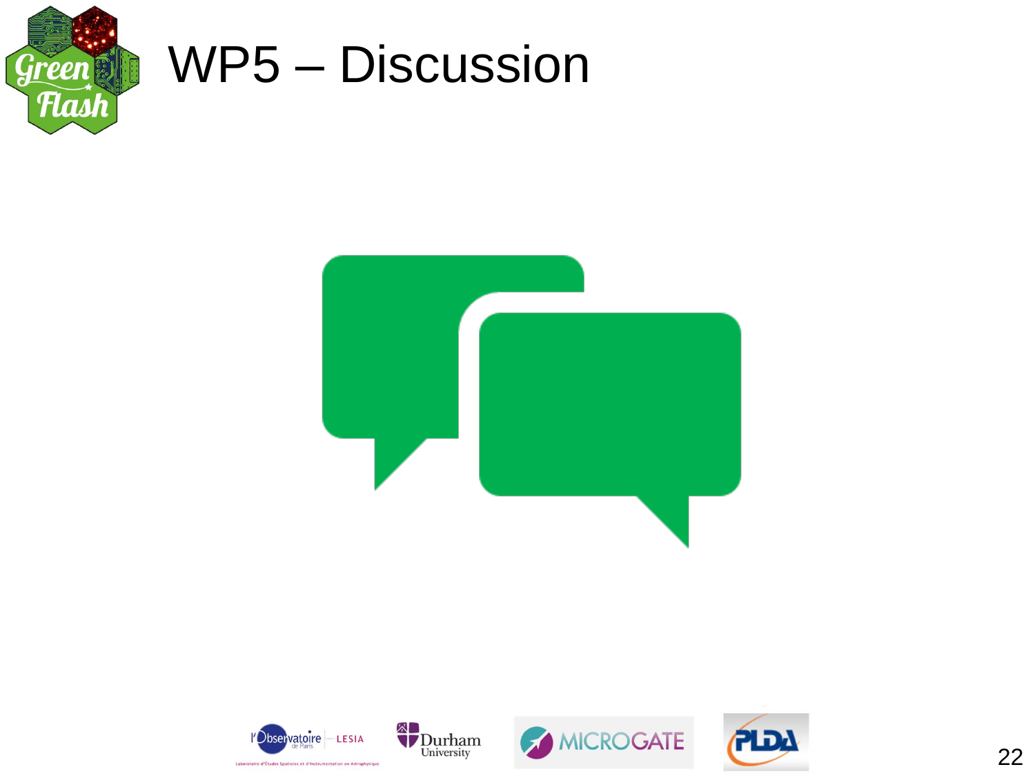# WP5 – Discussion